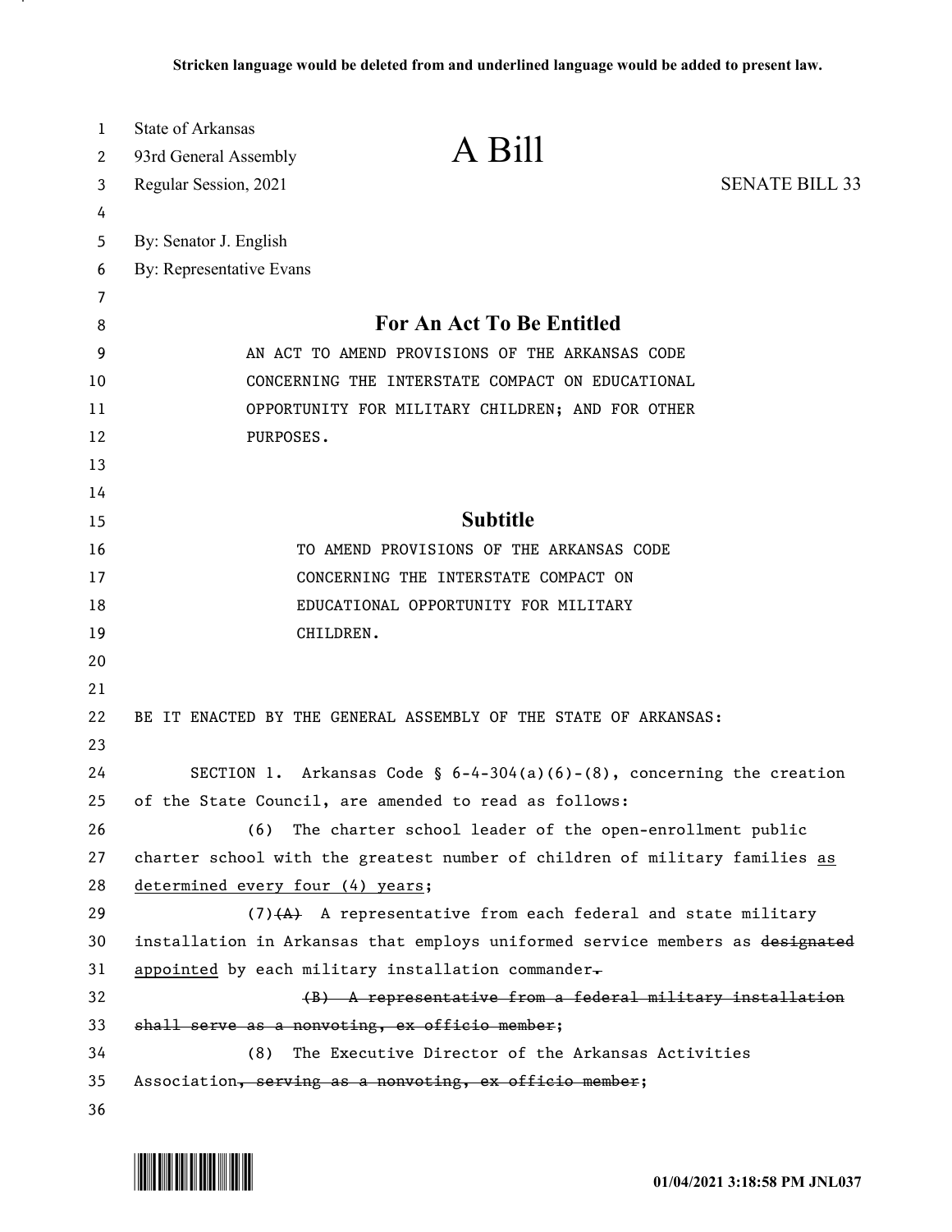Stricken language would be deleted from and underlined language would be added to present law.

State of Arkansas
93rd General Assembly
Regular Session, 2021

# A Bill

SENATE BILL 33

By: Senator J. English
By: Representative Evans

## For An Act To Be Entitled

AN ACT TO AMEND PROVISIONS OF THE ARKANSAS CODE CONCERNING THE INTERSTATE COMPACT ON EDUCATIONAL OPPORTUNITY FOR MILITARY CHILDREN; AND FOR OTHER PURPOSES.

## Subtitle

TO AMEND PROVISIONS OF THE ARKANSAS CODE CONCERNING THE INTERSTATE COMPACT ON EDUCATIONAL OPPORTUNITY FOR MILITARY CHILDREN.

BE IT ENACTED BY THE GENERAL ASSEMBLY OF THE STATE OF ARKANSAS:

SECTION 1. Arkansas Code § 6-4-304(a)(6)-(8), concerning the creation of the State Council, are amended to read as follows:

(6) The charter school leader of the open-enrollment public charter school with the greatest number of children of military families <u>as determined every four (4) years</u>;

(7)~~(A)~~ A representative from each federal and state military installation in Arkansas that employs uniformed service members as ~~designated~~ <u>appointed</u> by each military installation commander~~.~~

~~(B) A representative from a federal military installation shall serve as a nonvoting, ex officio member~~;

(8) The Executive Director of the Arkansas Activities Association~~, serving as a nonvoting, ex officio member~~;

01/04/2021 3:18:58 PM JNL037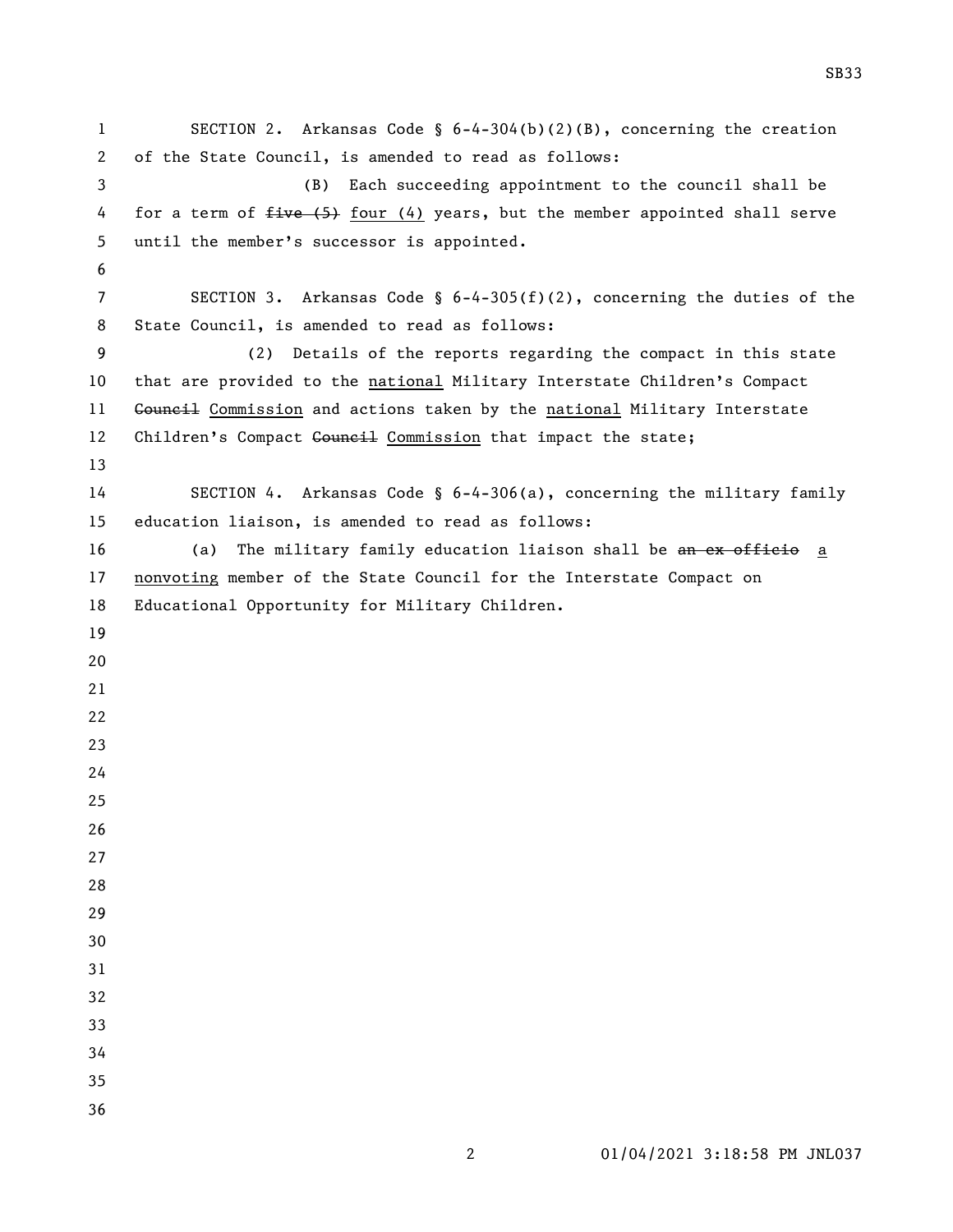SECTION 2. Arkansas Code § 6-4-304(b)(2)(B), concerning the creation of the State Council, is amended to read as follows:

(B) Each succeeding appointment to the council shall be for a term of ~~five (5)~~ four (4) years, but the member appointed shall serve until the member's successor is appointed.

SECTION 3. Arkansas Code § 6-4-305(f)(2), concerning the duties of the State Council, is amended to read as follows:

(2) Details of the reports regarding the compact in this state that are provided to the national Military Interstate Children's Compact ~~Council~~ Commission and actions taken by the national Military Interstate Children's Compact ~~Council~~ Commission that impact the state;

SECTION 4. Arkansas Code § 6-4-306(a), concerning the military family education liaison, is amended to read as follows:

(a) The military family education liaison shall be ~~an ex officio~~ a nonvoting member of the State Council for the Interstate Compact on Educational Opportunity for Military Children.